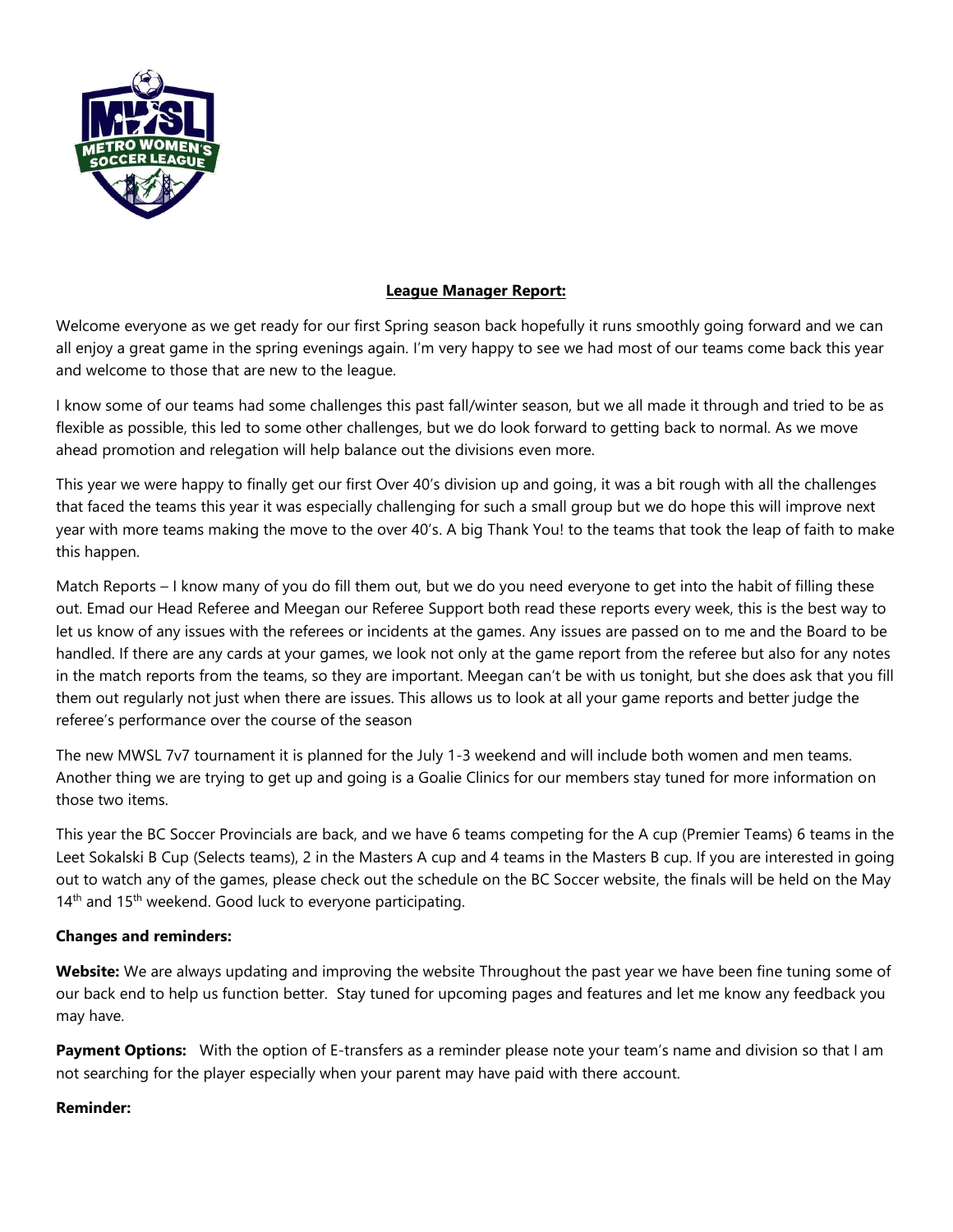**League Manager Report:**

Welcome everyone as we get ready for our first Spring season back hopefully it runs smoothly going forward and we can all enjoy a great game in the spring evenings again. I'm very happy to see we had most of our teams come back this year and welcome to those that are new to the league.

I know some of our teams had some challenges this past fall/winter season, but we all made it through and tried to be as flexible as possible, this led to some other challenges, but we do look forward to getting back to normal. As we move ahead promotion and relegation will help balance out the divisions even more.

This year we were happy to finally get our first Over 40's division up and going, it was a bit rough with all the challenges that faced the teams this year it was especially challenging for such a small group but we do hope this will improve next year with more teams making the move to the over 40's. A big Thank You! to the teams that took the leap of faith to make this happen.

Match Reports – I know many of you do fill them out, but we do you need everyone to get into the habit of filling these out. Emad our Head Referee and Meegan our Referee Support both read these reports every week, this is the best way to let us know of any issues with the referees or incidents at the games. Any issues are passed on to me and the Board to be handled. If there are any cards at your games, we look not only at the game report from the referee but also for any notes in the match reports from the teams, so they are important. Meegan can't be with us tonight, but she does ask that you fill them out regularly not just when there are issues. This allows us to look at all your game reports and better judge the referee's performance over the course of the season

The new MWSL 7v7 tournament it is planned for the July 1-3 weekend and will include both women and men teams. Another thing we are trying to get up and going is a Goalie Clinics for our members stay tuned for more information on those two items.

This year the BC Soccer Provincials are back, and we have 6 teams competing for the A cup (Premier Teams) 6 teams in the Leet Sokalski B Cup (Selects teams), 2 in the Masters A cup and 4 teams in the Masters B cup. If you are interested in going out to watch any of the games, please check out the schedule on the BC Soccer website, the finals will be held on the May 14th and 15th weekend. Good luck to everyone participating.

**Changes and reminders:**

**Website:** We are always updating and improving the website Throughout the past year we have been fine tuning some of our back end to help us function better. Stay tuned for upcoming pages and features and let me know any feedback you may have.

**Payment Options:** With the option of E-transfers as a reminder please note your team's name and division so that I am not searching for the player especially when your parent may have paid with there account.

**Reminder:**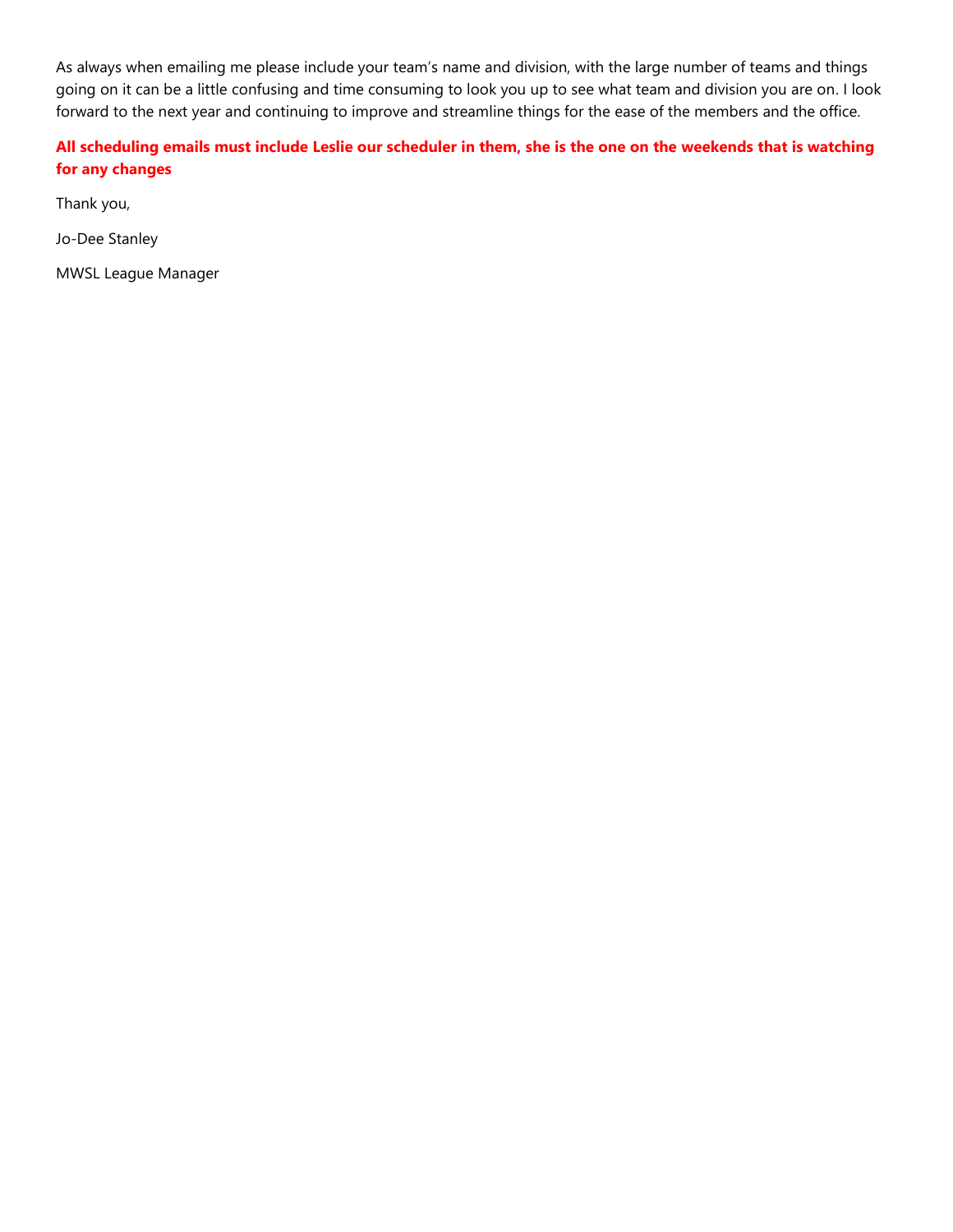As always when emailing me please include your team's name and division, with the large number of teams and things going on it can be a little confusing and time consuming to look you up to see what team and division you are on. I look forward to the next year and continuing to improve and streamline things for the ease of the members and the office.

**All scheduling emails must include Leslie our scheduler in them, she is the one on the weekends that is watching for any changes**

Thank you,

Jo-Dee Stanley

MWSL League Manager